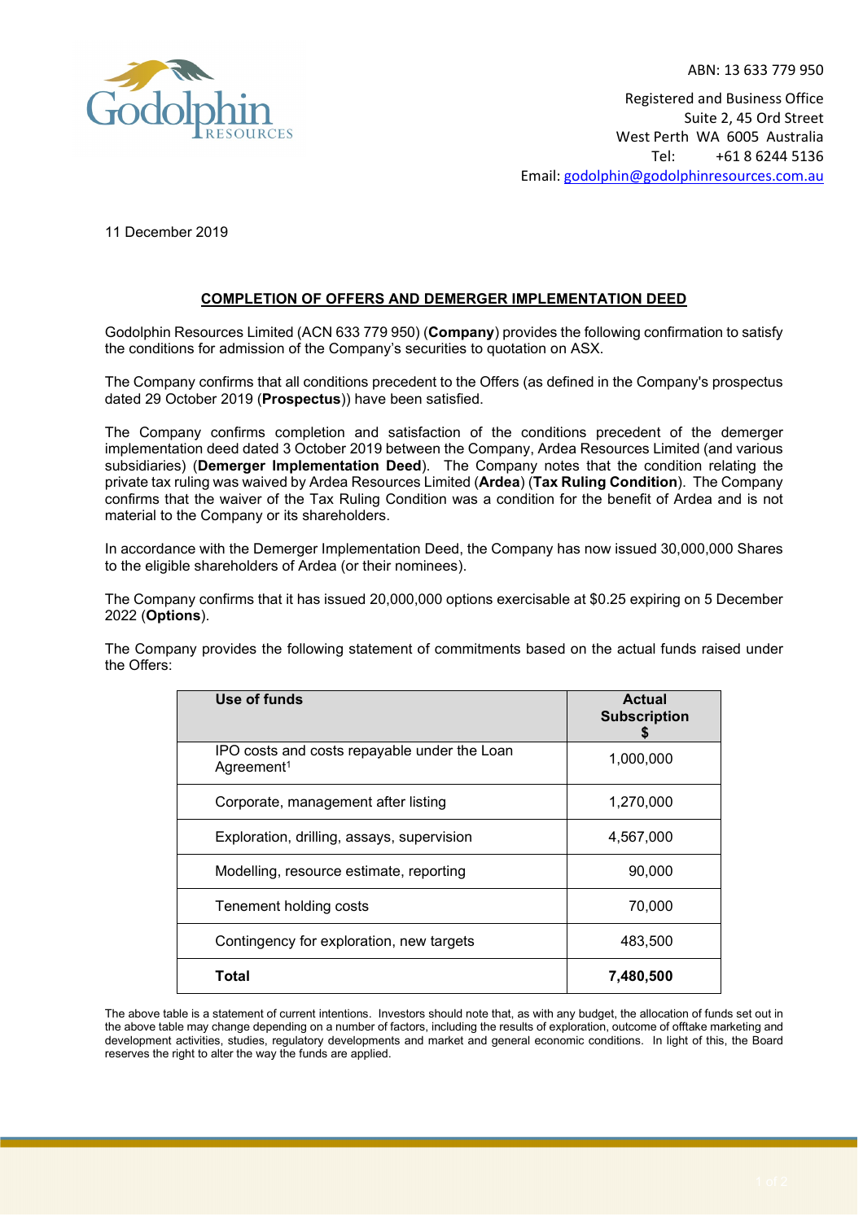ABN: 13 633 779 950

Registered and Business Office
Suite 2, 45 Ord Street
West Perth WA 6005 Australia
Tel: +61 8 6244 5136
Email: godolphin@godolphinresources.com.au

11 December 2019

## COMPLETION OF OFFERS AND DEMERGER IMPLEMENTATION DEED

Godolphin Resources Limited (ACN 633 779 950) (**Company**) provides the following confirmation to satisfy the conditions for admission of the Company's securities to quotation on ASX.

The Company confirms that all conditions precedent to the Offers (as defined in the Company's prospectus dated 29 October 2019 (**Prospectus**)) have been satisfied.

The Company confirms completion and satisfaction of the conditions precedent of the demerger implementation deed dated 3 October 2019 between the Company, Ardea Resources Limited (and various subsidiaries) (**Demerger Implementation Deed**). The Company notes that the condition relating the private tax ruling was waived by Ardea Resources Limited (**Ardea**) (**Tax Ruling Condition**). The Company confirms that the waiver of the Tax Ruling Condition was a condition for the benefit of Ardea and is not material to the Company or its shareholders.

In accordance with the Demerger Implementation Deed, the Company has now issued 30,000,000 Shares to the eligible shareholders of Ardea (or their nominees).

The Company confirms that it has issued 20,000,000 options exercisable at $0.25 expiring on 5 December 2022 (**Options**).

The Company provides the following statement of commitments based on the actual funds raised under the Offers:

| Use of funds | Actual Subscription $ |
|---|---|
| IPO costs and costs repayable under the Loan Agreement[1] | 1,000,000 |
| Corporate, management after listing | 1,270,000 |
| Exploration, drilling, assays, supervision | 4,567,000 |
| Modelling, resource estimate, reporting | 90,000 |
| Tenement holding costs | 70,000 |
| Contingency for exploration, new targets | 483,500 |
| **Total** | **7,480,500** |

The above table is a statement of current intentions. Investors should note that, as with any budget, the allocation of funds set out in the above table may change depending on a number of factors, including the results of exploration, outcome of offtake marketing and development activities, studies, regulatory developments and market and general economic conditions. In light of this, the Board reserves the right to alter the way the funds are applied.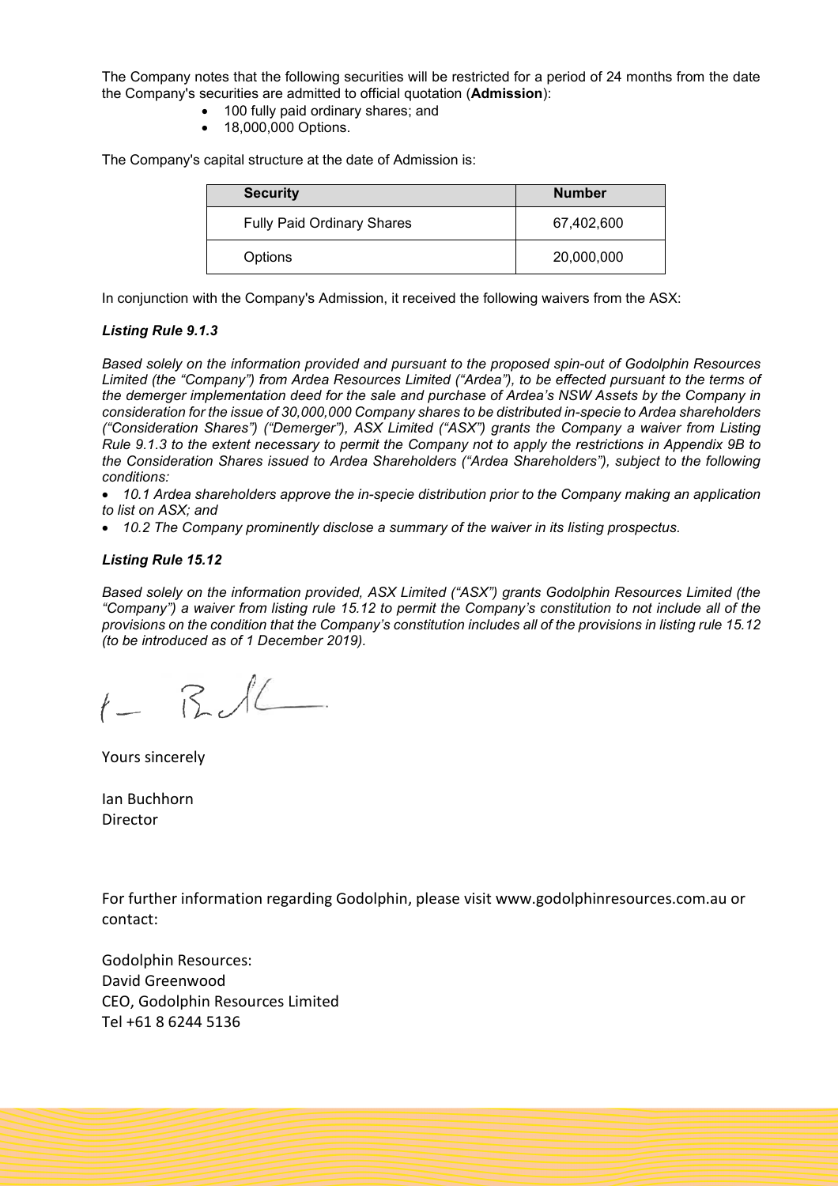The Company notes that the following securities will be restricted for a period of 24 months from the date the Company's securities are admitted to official quotation (**Admission**):

- 100 fully paid ordinary shares; and
- 18,000,000 Options.

The Company's capital structure at the date of Admission is:

| Security | Number |
| --- | --- |
| Fully Paid Ordinary Shares | 67,402,600 |
| Options | 20,000,000 |

In conjunction with the Company's Admission, it received the following waivers from the ASX:

***Listing Rule 9.1.3***

*Based solely on the information provided and pursuant to the proposed spin-out of Godolphin Resources Limited (the "Company") from Ardea Resources Limited ("Ardea"), to be effected pursuant to the terms of the demerger implementation deed for the sale and purchase of Ardea's NSW Assets by the Company in consideration for the issue of 30,000,000 Company shares to be distributed in-specie to Ardea shareholders ("Consideration Shares") ("Demerger"), ASX Limited ("ASX") grants the Company a waiver from Listing Rule 9.1.3 to the extent necessary to permit the Company not to apply the restrictions in Appendix 9B to the Consideration Shares issued to Ardea Shareholders ("Ardea Shareholders"), subject to the following conditions:*

- *10.1 Ardea shareholders approve the in-specie distribution prior to the Company making an application to list on ASX; and*
- *10.2 The Company prominently disclose a summary of the waiver in its listing prospectus.*

***Listing Rule 15.12***

*Based solely on the information provided, ASX Limited ("ASX") grants Godolphin Resources Limited (the "Company") a waiver from listing rule 15.12 to permit the Company's constitution to not include all of the provisions on the condition that the Company's constitution includes all of the provisions in listing rule 15.12 (to be introduced as of 1 December 2019).*

Yours sincerely

Ian Buchhorn
Director

For further information regarding Godolphin, please visit www.godolphinresources.com.au or contact:

Godolphin Resources:
David Greenwood
CEO, Godolphin Resources Limited
Tel +61 8 6244 5136